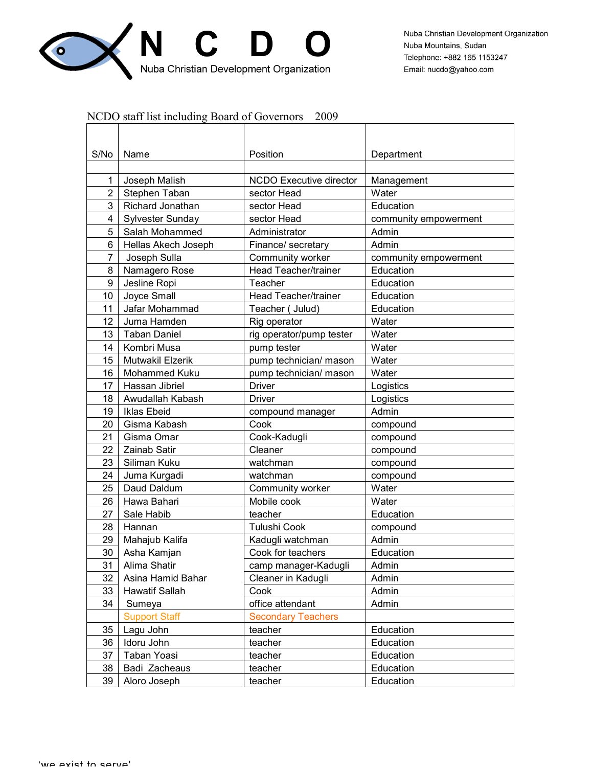**N C D O**

Nuba Christian Development Organization

Nuba Christian Development Organization
Nuba Mountains, Sudan
Telephone: +882 165 1153247
Email: nucdo@yahoo.com

NCDO staff list including Board of Governors 2009

| S/No | Name | Position | Department |
|---|---|---|---|
| | | | |
| 1 | Joseph Malish | NCDO Executive director | Management |
| 2 | Stephen Taban | sector Head | Water |
| 3 | Richard Jonathan | sector Head | Education |
| 4 | Sylvester Sunday | sector Head | community empowerment |
| 5 | Salah Mohammed | Administrator | Admin |
| 6 | Hellas Akech Joseph | Finance/ secretary | Admin |
| 7 | Joseph Sulla | Community worker | community empowerment |
| 8 | Namagero Rose | Head Teacher/trainer | Education |
| 9 | Jesline Ropi | Teacher | Education |
| 10 | Joyce Small | Head Teacher/trainer | Education |
| 11 | Jafar Mohammad | Teacher ( Julud) | Education |
| 12 | Juma Hamden | Rig operator | Water |
| 13 | Taban Daniel | rig operator/pump tester | Water |
| 14 | Kombri Musa | pump tester | Water |
| 15 | Mutwakil Elzerik | pump technician/ mason | Water |
| 16 | Mohammed Kuku | pump technician/ mason | Water |
| 17 | Hassan Jibriel | Driver | Logistics |
| 18 | Awudallah Kabash | Driver | Logistics |
| 19 | Iklas Ebeid | compound manager | Admin |
| 20 | Gisma Kabash | Cook | compound |
| 21 | Gisma Omar | Cook-Kadugli | compound |
| 22 | Zainab Satir | Cleaner | compound |
| 23 | Siliman Kuku | watchman | compound |
| 24 | Juma Kurgadi | watchman | compound |
| 25 | Daud Daldum | Community worker | Water |
| 26 | Hawa Bahari | Mobile cook | Water |
| 27 | Sale Habib | teacher | Education |
| 28 | Hannan | Tulushi Cook | compound |
| 29 | Mahajub Kalifa | Kadugli watchman | Admin |
| 30 | Asha Kamjan | Cook for teachers | Education |
| 31 | Alima Shatir | camp manager-Kadugli | Admin |
| 32 | Asina Hamid Bahar | Cleaner in Kadugli | Admin |
| 33 | Hawatif Sallah | Cook | Admin |
| 34 | Sumeya | office attendant | Admin |
| | Support Staff | Secondary Teachers | |
| 35 | Lagu John | teacher | Education |
| 36 | Idoru John | teacher | Education |
| 37 | Taban Yoasi | teacher | Education |
| 38 | Badi Zacheaus | teacher | Education |
| 39 | Aloro Joseph | teacher | Education |

'we exist to serve'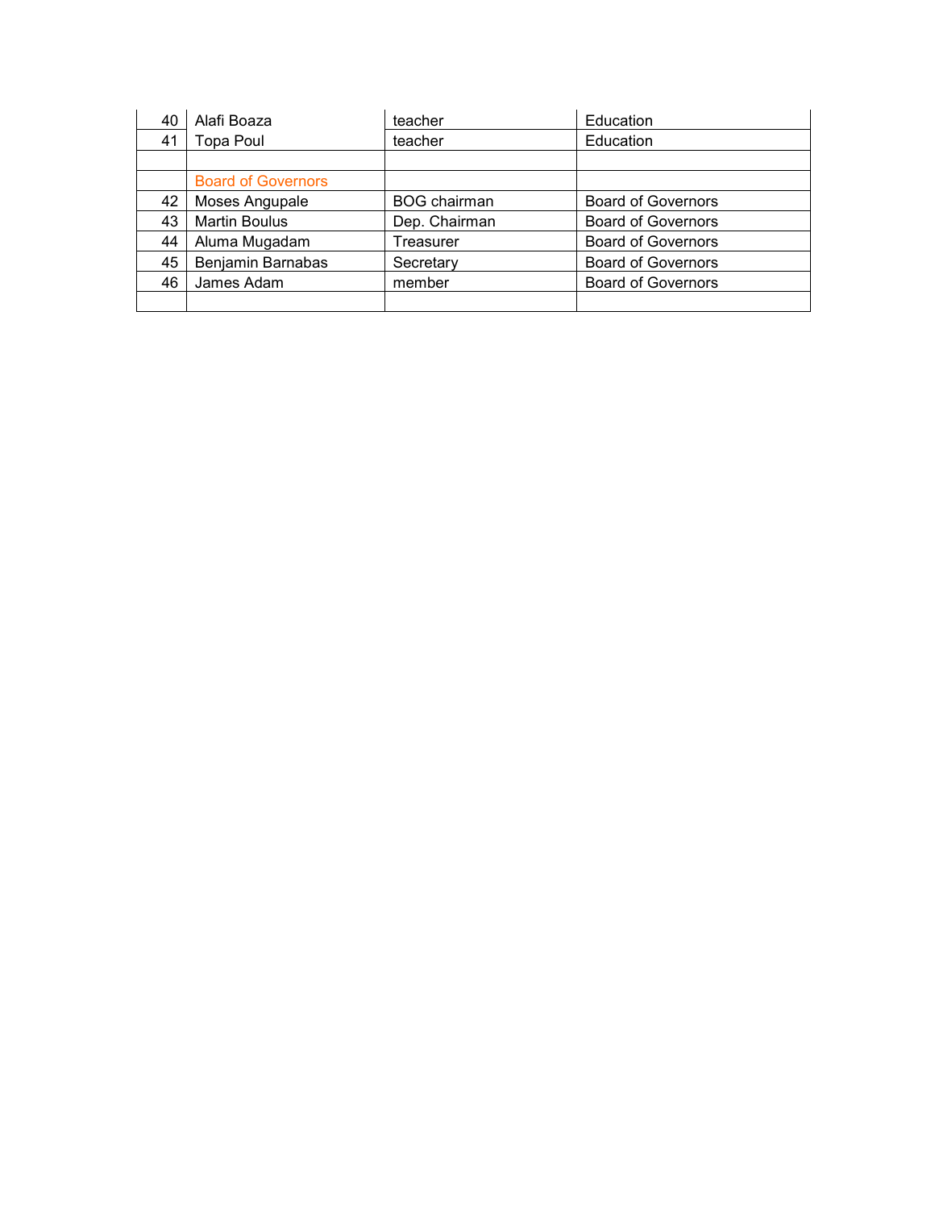| | | | |
|---|---|---|---|
| 40 | Alafi Boaza | teacher | Education |
| 41 | Topa Poul | teacher | Education |
| | | | |
| | Board of Governors | | |
| 42 | Moses Angupale | BOG chairman | Board of Governors |
| 43 | Martin Boulus | Dep. Chairman | Board of Governors |
| 44 | Aluma Mugadam | Treasurer | Board of Governors |
| 45 | Benjamin Barnabas | Secretary | Board of Governors |
| 46 | James Adam | member | Board of Governors |
| | | | |